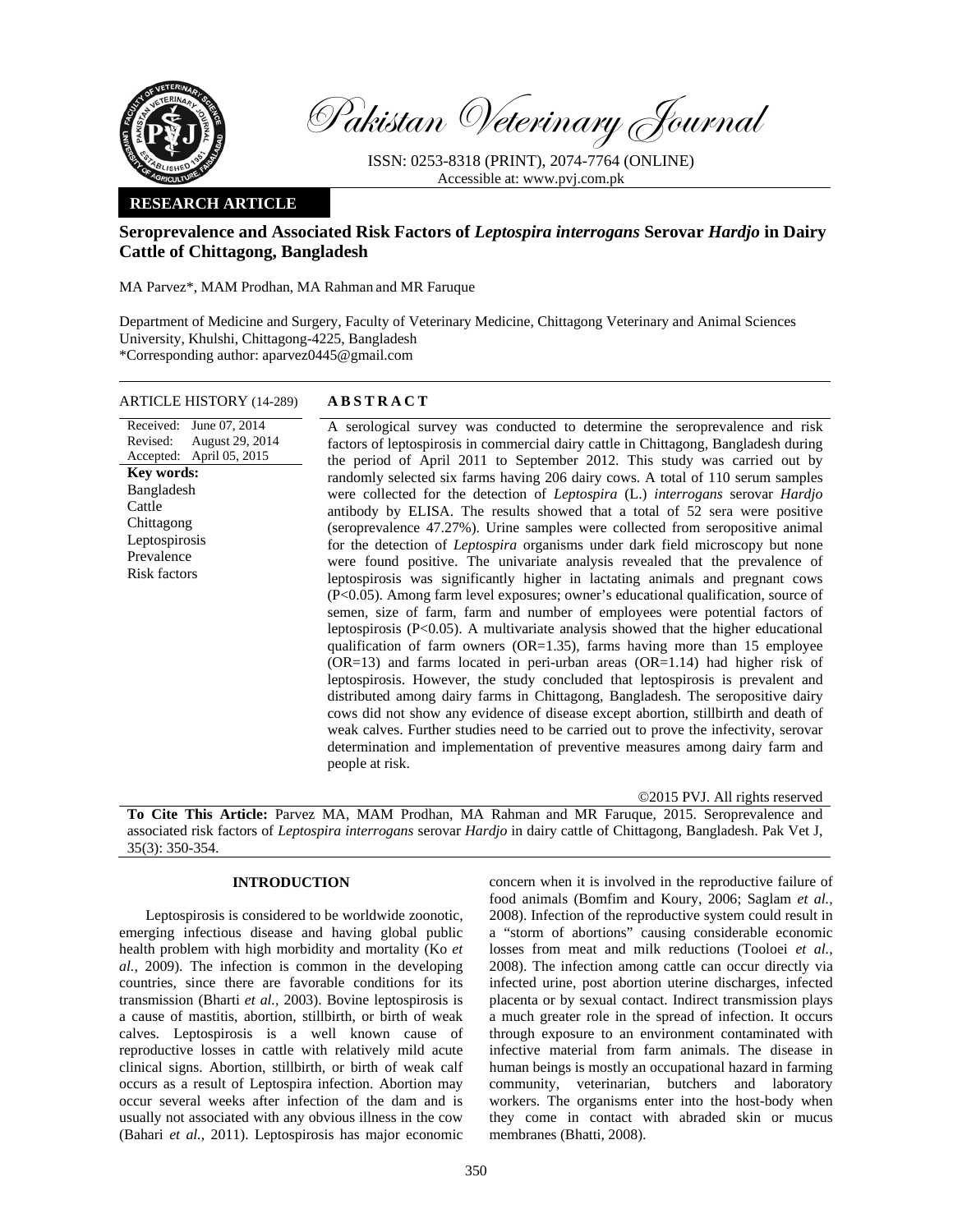Pakistan Veterinary Journal

ISSN: 0253-8318 (PRINT), 2074-7764 (ONLINE)
Accessible at: www.pvj.com.pk

**RESEARCH ARTICLE**

# Seroprevalence and Associated Risk Factors of *Leptospira interrogans* Serovar *Hardjo* in Dairy Cattle of Chittagong, Bangladesh

MA Parvez*, MAM Prodhan, MA Rahman and MR Faruque

Department of Medicine and Surgery, Faculty of Veterinary Medicine, Chittagong Veterinary and Animal Sciences University, Khulshi, Chittagong-4225, Bangladesh
*Corresponding author: aparvez0445@gmail.com

**ARTICLE HISTORY** (14-289)

Received: June 07, 2014
Revised: August 29, 2014
Accepted: April 05, 2015

**Key words:**
Bangladesh
Cattle
Chittagong
Leptospirosis
Prevalence
Risk factors

## ABSTRACT

A serological survey was conducted to determine the seroprevalence and risk factors of leptospirosis in commercial dairy cattle in Chittagong, Bangladesh during the period of April 2011 to September 2012. This study was carried out by randomly selected six farms having 206 dairy cows. A total of 110 serum samples were collected for the detection of *Leptospira* (L.) *interrogans* serovar *Hardjo* antibody by ELISA. The results showed that a total of 52 sera were positive (seroprevalence 47.27%). Urine samples were collected from seropositive animal for the detection of *Leptospira* organisms under dark field microscopy but none were found positive. The univariate analysis revealed that the prevalence of leptospirosis was significantly higher in lactating animals and pregnant cows ($P<0.05$). Among farm level exposures; owner's educational qualification, source of semen, size of farm, farm and number of employees were potential factors of leptospirosis ($P<0.05$). A multivariate analysis showed that the higher educational qualification of farm owners (OR=1.35), farms having more than 15 employee (OR=13) and farms located in peri-urban areas (OR=1.14) had higher risk of leptospirosis. However, the study concluded that leptospirosis is prevalent and distributed among dairy farms in Chittagong, Bangladesh. The seropositive dairy cows did not show any evidence of disease except abortion, stillbirth and death of weak calves. Further studies need to be carried out to prove the infectivity, serovar determination and implementation of preventive measures among dairy farm and people at risk.

©2015 PVJ. All rights reserved

**To Cite This Article:** Parvez MA, MAM Prodhan, MA Rahman and MR Faruque, 2015. Seroprevalence and associated risk factors of *Leptospira interrogans* serovar *Hardjo* in dairy cattle of Chittagong, Bangladesh. Pak Vet J, 35(3): 350-354.

## INTRODUCTION

Leptospirosis is considered to be worldwide zoonotic, emerging infectious disease and having global public health problem with high morbidity and mortality (Ko *et al.,* 2009). The infection is common in the developing countries, since there are favorable conditions for its transmission (Bharti *et al.,* 2003). Bovine leptospirosis is a cause of mastitis, abortion, stillbirth, or birth of weak calves. Leptospirosis is a well known cause of reproductive losses in cattle with relatively mild acute clinical signs. Abortion, stillbirth, or birth of weak calf occurs as a result of Leptospira infection. Abortion may occur several weeks after infection of the dam and is usually not associated with any obvious illness in the cow (Bahari *et al.,* 2011). Leptospirosis has major economic concern when it is involved in the reproductive failure of food animals (Bomfim and Koury, 2006; Saglam *et al.,* 2008). Infection of the reproductive system could result in a "storm of abortions" causing considerable economic losses from meat and milk reductions (Tooloei *et al.,* 2008). The infection among cattle can occur directly via infected urine, post abortion uterine discharges, infected placenta or by sexual contact. Indirect transmission plays a much greater role in the spread of infection. It occurs through exposure to an environment contaminated with infective material from farm animals. The disease in human beings is mostly an occupational hazard in farming community, veterinarian, butchers and laboratory workers. The organisms enter into the host-body when they come in contact with abraded skin or mucus membranes (Bhatti, 2008).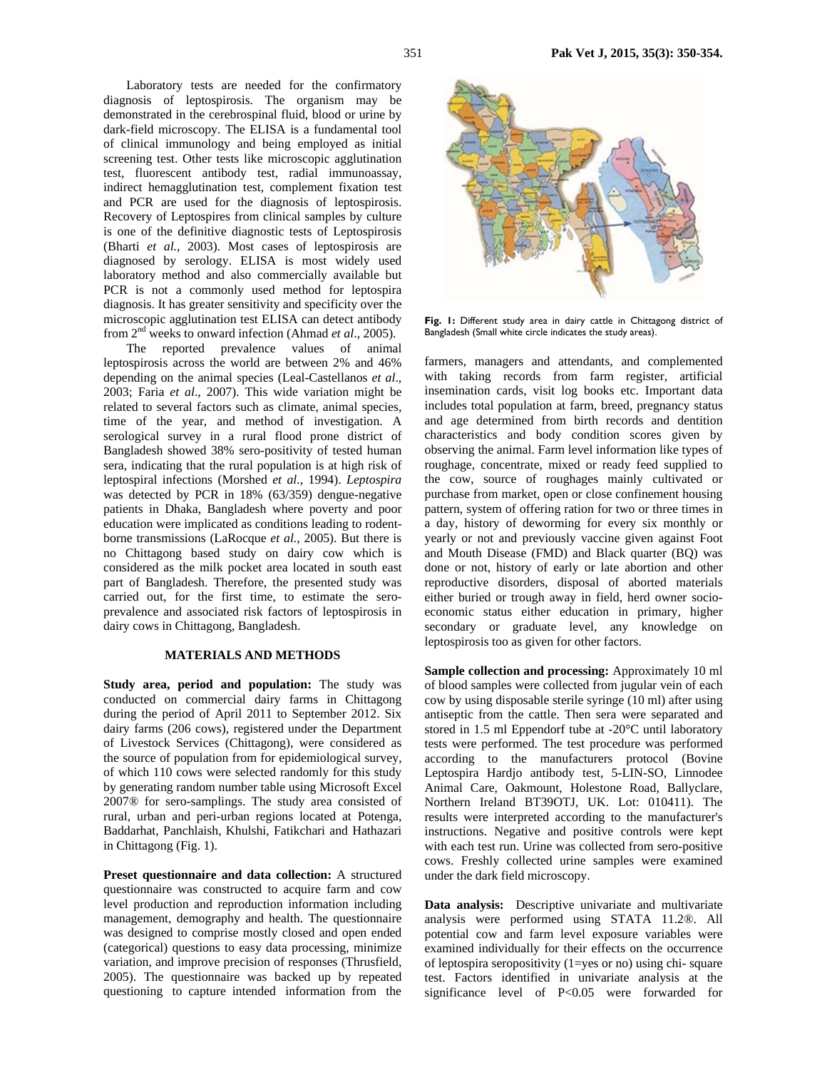Laboratory tests are needed for the confirmatory diagnosis of leptospirosis. The organism may be demonstrated in the cerebrospinal fluid, blood or urine by dark-field microscopy. The ELISA is a fundamental tool of clinical immunology and being employed as initial screening test. Other tests like microscopic agglutination test, fluorescent antibody test, radial immunoassay, indirect hemagglutination test, complement fixation test and PCR are used for the diagnosis of leptospirosis. Recovery of Leptospires from clinical samples by culture is one of the definitive diagnostic tests of Leptospirosis (Bharti *et al.*, 2003). Most cases of leptospirosis are diagnosed by serology. ELISA is most widely used laboratory method and also commercially available but PCR is not a commonly used method for leptospira diagnosis. It has greater sensitivity and specificity over the microscopic agglutination test ELISA can detect antibody from 2nd weeks to onward infection (Ahmad *et al*., 2005).

The reported prevalence values of animal leptospirosis across the world are between 2% and 46% depending on the animal species (Leal-Castellanos *et al*., 2003; Faria *et al*., 2007). This wide variation might be related to several factors such as climate, animal species, time of the year, and method of investigation. A serological survey in a rural flood prone district of Bangladesh showed 38% sero-positivity of tested human sera, indicating that the rural population is at high risk of leptospiral infections (Morshed *et al*., 1994). *Leptospira* was detected by PCR in 18% (63/359) dengue-negative patients in Dhaka, Bangladesh where poverty and poor education were implicated as conditions leading to rodent-borne transmissions (LaRocque *et al*., 2005). But there is no Chittagong based study on dairy cow which is considered as the milk pocket area located in south east part of Bangladesh. Therefore, the presented study was carried out, for the first time, to estimate the sero-prevalence and associated risk factors of leptospirosis in dairy cows in Chittagong, Bangladesh.

## MATERIALS AND METHODS

**Study area, period and population:** The study was conducted on commercial dairy farms in Chittagong during the period of April 2011 to September 2012. Six dairy farms (206 cows), registered under the Department of Livestock Services (Chittagong), were considered as the source of population from for epidemiological survey, of which 110 cows were selected randomly for this study by generating random number table using Microsoft Excel 2007® for sero-samplings. The study area consisted of rural, urban and peri-urban regions located at Potenga, Baddarhat, Panchlaish, Khulshi, Fatikchari and Hathazari in Chittagong (Fig. 1).

Fig. 1: Different study area in dairy cattle in Chittagong district of Bangladesh (Small white circle indicates the study areas).

**Preset questionnaire and data collection:** A structured questionnaire was constructed to acquire farm and cow level production and reproduction information including management, demography and health. The questionnaire was designed to comprise mostly closed and open ended (categorical) questions to easy data processing, minimize variation, and improve precision of responses (Thrusfield, 2005). The questionnaire was backed up by repeated questioning to capture intended information from the farmers, managers and attendants, and complemented with taking records from farm register, artificial insemination cards, visit log books etc. Important data includes total population at farm, breed, pregnancy status and age determined from birth records and dentition characteristics and body condition scores given by observing the animal. Farm level information like types of roughage, concentrate, mixed or ready feed supplied to the cow, source of roughages mainly cultivated or purchase from market, open or close confinement housing pattern, system of offering ration for two or three times in a day, history of deworming for every six monthly or yearly or not and previously vaccine given against Foot and Mouth Disease (FMD) and Black quarter (BQ) was done or not, history of early or late abortion and other reproductive disorders, disposal of aborted materials either buried or trough away in field, herd owner socio-economic status either education in primary, higher secondary or graduate level, any knowledge on leptospirosis too as given for other factors.

**Sample collection and processing:** Approximately 10 ml of blood samples were collected from jugular vein of each cow by using disposable sterile syringe (10 ml) after using antiseptic from the cattle. Then sera were separated and stored in 1.5 ml Eppendorf tube at -20°C until laboratory tests were performed. The test procedure was performed according to the manufacturers protocol (Bovine Leptospira Hardjo antibody test, 5-LIN-SO, Linnodee Animal Care, Oakmount, Holestone Road, Ballyclare, Northern Ireland BT39OTJ, UK. Lot: 010411). The results were interpreted according to the manufacturer's instructions. Negative and positive controls were kept with each test run. Urine was collected from sero-positive cows. Freshly collected urine samples were examined under the dark field microscopy.

**Data analysis:** Descriptive univariate and multivariate analysis were performed using STATA 11.2®. All potential cow and farm level exposure variables were examined individually for their effects on the occurrence of leptospira seropositivity (1=yes or no) using chi- square test. Factors identified in univariate analysis at the significance level of $P<0.05$ were forwarded for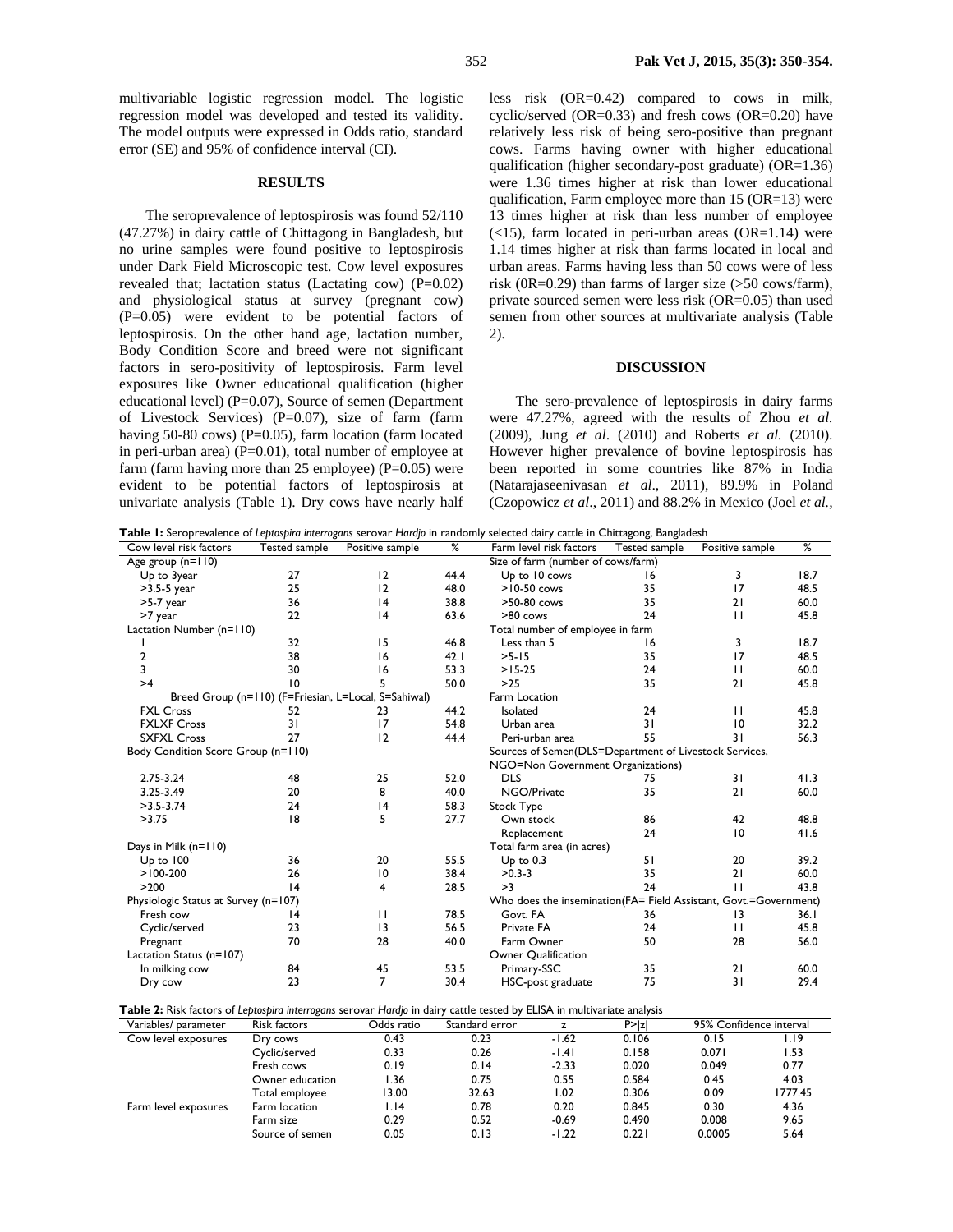multivariable logistic regression model. The logistic regression model was developed and tested its validity. The model outputs were expressed in Odds ratio, standard error (SE) and 95% of confidence interval (CI).

## RESULTS

The seroprevalence of leptospirosis was found 52/110 (47.27%) in dairy cattle of Chittagong in Bangladesh, but no urine samples were found positive to leptospirosis under Dark Field Microscopic test. Cow level exposures revealed that; lactation status (Lactating cow) (P=0.02) and physiological status at survey (pregnant cow) (P=0.05) were evident to be potential factors of leptospirosis. On the other hand age, lactation number, Body Condition Score and breed were not significant factors in sero-positivity of leptospirosis. Farm level exposures like Owner educational qualification (higher educational level) (P=0.07), Source of semen (Department of Livestock Services) (P=0.07), size of farm (farm having 50-80 cows) (P=0.05), farm location (farm located in peri-urban area) (P=0.01), total number of employee at farm (farm having more than 25 employee) (P=0.05) were evident to be potential factors of leptospirosis at univariate analysis (Table 1). Dry cows have nearly half less risk (OR=0.42) compared to cows in milk, cyclic/served (OR=0.33) and fresh cows (OR=0.20) have relatively less risk of being sero-positive than pregnant cows. Farms having owner with higher educational qualification (higher secondary-post graduate) (OR=1.36) were 1.36 times higher at risk than lower educational qualification, Farm employee more than 15 (OR=13) were 13 times higher at risk than less number of employee (<15), farm located in peri-urban areas (OR=1.14) were 1.14 times higher at risk than farms located in local and urban areas. Farms having less than 50 cows were of less risk (0R=0.29) than farms of larger size (>50 cows/farm), private sourced semen were less risk (OR=0.05) than used semen from other sources at multivariate analysis (Table 2).

## DISCUSSION

The sero-prevalence of leptospirosis in dairy farms were 47.27%, agreed with the results of Zhou *et al.* (2009), Jung *et al*. (2010) and Roberts *et al.* (2010). However higher prevalence of bovine leptospirosis has been reported in some countries like 87% in India (Natarajaseenivasan *et al*., 2011), 89.9% in Poland (Czopowicz *et al*., 2011) and 88.2% in Mexico (Joel *et al.*,

**Table 1:** Seroprevalence of *Leptospira interrogans* serovar *Hardjo* in randomly selected dairy cattle in Chittagong, Bangladesh

| Cow level risk factors | Tested sample | Positive sample | % | Farm level risk factors | Tested sample | Positive sample | % |
|---|---|---|---|---|---|---|---|
| Age group (n=110) | | | | Size of farm (number of cows/farm) | | | |
| Up to 3year | 27 | 12 | 44.4 | Up to 10 cows | 16 | 3 | 18.7 |
| >3.5-5 year | 25 | 12 | 48.0 | >10-50 cows | 35 | 17 | 48.5 |
| >5-7 year | 36 | 14 | 38.8 | >50-80 cows | 35 | 21 | 60.0 |
| >7 year | 22 | 14 | 63.6 | >80 cows | 24 | 11 | 45.8 |
| Lactation Number (n=110) | | | | Total number of employee in farm | | | |
| 1 | 32 | 15 | 46.8 | Less than 5 | 16 | 3 | 18.7 |
| 2 | 38 | 16 | 42.1 | >5-15 | 35 | 17 | 48.5 |
| 3 | 30 | 16 | 53.3 | >15-25 | 24 | 11 | 60.0 |
| >4 | 10 | 5 | 50.0 | >25 | 35 | 21 | 45.8 |
| Breed Group (n=110) (F=Friesian, L=Local, S=Sahiwal) | | | | Farm Location | | | |
| FXL Cross | 52 | 23 | 44.2 | Isolated | 24 | 11 | 45.8 |
| FXLXF Cross | 31 | 17 | 54.8 | Urban area | 31 | 10 | 32.2 |
| SXFXL Cross | 27 | 12 | 44.4 | Peri-urban area | 55 | 31 | 56.3 |
| Body Condition Score Group (n=110) | | | | Sources of Semen(DLS=Department of Livestock Services, NGO=Non Government Organizations) | | | |
| 2.75-3.24 | 48 | 25 | 52.0 | DLS | 75 | 31 | 41.3 |
| 3.25-3.49 | 20 | 8 | 40.0 | NGO/Private | 35 | 21 | 60.0 |
| >3.5-3.74 | 24 | 14 | 58.3 | Stock Type | | | |
| >3.75 | 18 | 5 | 27.7 | Own stock | 86 | 42 | 48.8 |
| | | | | Replacement | 24 | 10 | 41.6 |
| Days in Milk (n=110) | | | | Total farm area (in acres) | | | |
| Up to 100 | 36 | 20 | 55.5 | Up to 0.3 | 51 | 20 | 39.2 |
| >100-200 | 26 | 10 | 38.4 | >0.3-3 | 35 | 21 | 60.0 |
| >200 | 14 | 4 | 28.5 | >3 | 24 | 11 | 43.8 |
| Physiologic Status at Survey (n=107) | | | | Who does the insemination(FA= Field Assistant, Govt.=Government) | | | |
| Fresh cow | 14 | 11 | 78.5 | Govt. FA | 36 | 13 | 36.1 |
| Cyclic/served | 23 | 13 | 56.5 | Private FA | 24 | 11 | 45.8 |
| Pregnant | 70 | 28 | 40.0 | Farm Owner | 50 | 28 | 56.0 |
| Lactation Status (n=107) | | | | Owner Qualification | | | |
| In milking cow | 84 | 45 | 53.5 | Primary-SSC | 35 | 21 | 60.0 |
| Dry cow | 23 | 7 | 30.4 | HSC-post graduate | 75 | 31 | 29.4 |

**Table 2:** Risk factors of *Leptospira interrogans* serovar *Hardjo* in dairy cattle tested by ELISA in multivariate analysis

| Variables/ parameter | Risk factors | Odds ratio | Standard error | z | P>\|z\| | 95% Confidence interval | |
|---|---|---|---|---|---|---|---|
| Cow level exposures | Dry cows | 0.43 | 0.23 | -1.62 | 0.106 | 0.15 | 1.19 |
| | Cyclic/served | 0.33 | 0.26 | -1.41 | 0.158 | 0.071 | 1.53 |
| | Fresh cows | 0.19 | 0.14 | -2.33 | 0.020 | 0.049 | 0.77 |
| | Owner education | 1.36 | 0.75 | 0.55 | 0.584 | 0.45 | 4.03 |
| | Total employee | 13.00 | 32.63 | 1.02 | 0.306 | 0.09 | 1777.45 |
| Farm level exposures | Farm location | 1.14 | 0.78 | 0.20 | 0.845 | 0.30 | 4.36 |
| | Farm size | 0.29 | 0.52 | -0.69 | 0.490 | 0.008 | 9.65 |
| | Source of semen | 0.05 | 0.13 | -1.22 | 0.221 | 0.0005 | 5.64 |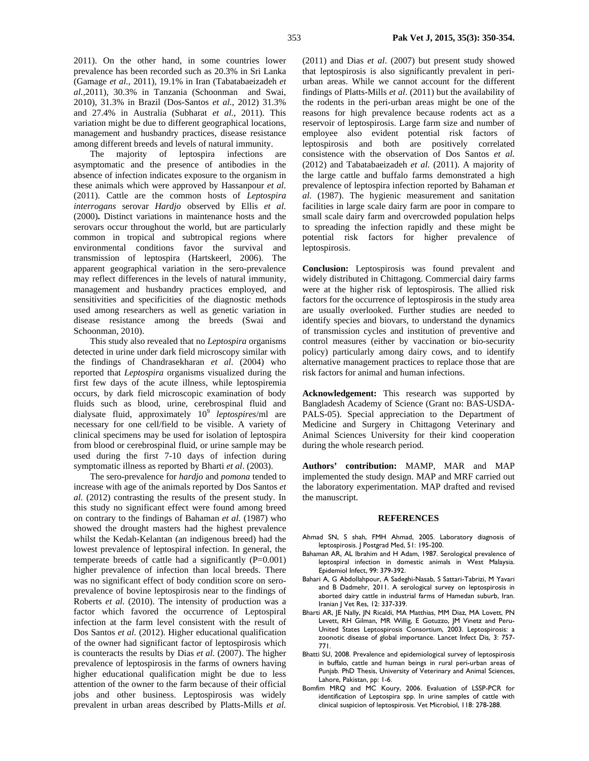2011). On the other hand, in some countries lower prevalence has been recorded such as 20.3% in Sri Lanka (Gamage *et al.*, 2011), 19.1% in Iran (Tabatabaeizadeh *et al.*,2011), 30.3% in Tanzania (Schoonman and Swai, 2010), 31.3% in Brazil (Dos-Santos *et al.*, 2012) 31.3% and 27.4% in Australia (Subharat *et al.*, 2011). This variation might be due to different geographical locations, management and husbandry practices, disease resistance among different breeds and levels of natural immunity.

The majority of leptospira infections are asymptomatic and the presence of antibodies in the absence of infection indicates exposure to the organism in these animals which were approved by Hassanpour *et al*. (2011). Cattle are the common hosts of *Leptospira interrogans* serovar *Hardjo* observed by Ellis *et al.* (2000)**.** Distinct variations in maintenance hosts and the serovars occur throughout the world, but are particularly common in tropical and subtropical regions where environmental conditions favor the survival and transmission of leptospira (Hartskeerl, 2006). The apparent geographical variation in the sero-prevalence may reflect differences in the levels of natural immunity, management and husbandry practices employed, and sensitivities and specificities of the diagnostic methods used among researchers as well as genetic variation in disease resistance among the breeds (Swai and Schoonman, 2010).

This study also revealed that no *Leptospira* organisms detected in urine under dark field microscopy similar with the findings of Chandrasekharan *et al*. (2004) who reported that *Leptospira* organisms visualized during the first few days of the acute illness, while leptospiremia occurs, by dark field microscopic examination of body fluids such as blood, urine, cerebrospinal fluid and dialysate fluid, approximately $10^9$ *leptospires*/ml are necessary for one cell/field to be visible. A variety of clinical specimens may be used for isolation of leptospira from blood or cerebrospinal fluid, or urine sample may be used during the first 7-10 days of infection during symptomatic illness as reported by Bharti *et al*. (2003).

The sero-prevalence for *hardjo* and *pomona* tended to increase with age of the animals reported by Dos Santos *et al.* (2012) contrasting the results of the present study. In this study no significant effect were found among breed on contrary to the findings of Bahaman *et al.* (1987) who showed the drought masters had the highest prevalence whilst the Kedah-Kelantan (an indigenous breed) had the lowest prevalence of leptospiral infection. In general, the temperate breeds of cattle had a significantly (P=0.001) higher prevalence of infection than local breeds. There was no significant effect of body condition score on sero-prevalence of bovine leptospirosis near to the findings of Roberts *et al.* (2010). The intensity of production was a factor which favored the occurrence of Leptospiral infection at the farm level consistent with the result of Dos Santos *et al.* (2012). Higher educational qualification of the owner had significant factor of leptospirosis which is counteracts the results by Dias *et al.* (2007). The higher prevalence of leptospirosis in the farms of owners having higher educational qualification might be due to less attention of the owner to the farm because of their official jobs and other business. Leptospirosis was widely prevalent in urban areas described by Platts-Mills *et al*. (2011) and Dias *et al*. (2007) but present study showed that leptospirosis is also significantly prevalent in peri-urban areas. While we cannot account for the different findings of Platts-Mills *et al*. (2011) but the availability of the rodents in the peri-urban areas might be one of the reasons for high prevalence because rodents act as a reservoir of leptospirosis. Large farm size and number of employee also evident potential risk factors of leptospirosis and both are positively correlated consistence with the observation of Dos Santos *et al.* (2012) and Tabatabaeizadeh *et al.* (2011). A majority of the large cattle and buffalo farms demonstrated a high prevalence of leptospira infection reported by Bahaman *et al.* (1987). The hygienic measurement and sanitation facilities in large scale dairy farm are poor in compare to small scale dairy farm and overcrowded population helps to spreading the infection rapidly and these might be potential risk factors for higher prevalence of leptospirosis.

**Conclusion:** Leptospirosis was found prevalent and widely distributed in Chittagong. Commercial dairy farms were at the higher risk of leptospirosis. The allied risk factors for the occurrence of leptospirosis in the study area are usually overlooked. Further studies are needed to identify species and biovars, to understand the dynamics of transmission cycles and institution of preventive and control measures (either by vaccination or bio-security policy) particularly among dairy cows, and to identify alternative management practices to replace those that are risk factors for animal and human infections.

**Acknowledgement:** This research was supported by Bangladesh Academy of Science (Grant no: BAS-USDA-PALS-05). Special appreciation to the Department of Medicine and Surgery in Chittagong Veterinary and Animal Sciences University for their kind cooperation during the whole research period.

**Authors' contribution:** MAMP, MAR and MAP implemented the study design. MAP and MRF carried out the laboratory experimentation. MAP drafted and revised the manuscript.

## REFERENCES

Ahmad SN, S shah, FMH Ahmad, 2005. Laboratory diagnosis of leptospirosis. J Postgrad Med, 51: 195-200.

Bahaman AR, AL Ibrahim and H Adam, 1987. Serological prevalence of leptospiral infection in domestic animals in West Malaysia. Epidemiol Infect, 99: 379-392.

Bahari A, G Abdollahpour, A Sadeghi-Nasab, S Sattari-Tabrizi, M Yavari and B Dadmehr, 2011. A serological survey on leptospirosis in aborted dairy cattle in industrial farms of Hamedan suburb, Iran. Iranian J Vet Res, 12: 337-339.

Bharti AR, JE Nally, JN Ricaldi, MA Matthias, MM Diaz, MA Lovett, PN Levett, RH Gilman, MR Willig, E Gotuzzo, JM Vinetz and Peru-United States Leptospirosis Consortium, 2003. Leptospirosis: a zoonotic disease of global importance. Lancet Infect Dis, 3: 757-771.

Bhatti SU, 2008. Prevalence and epidemiological survey of leptospirosis in buffalo, cattle and human beings in rural peri-urban areas of Punjab. PhD Thesis, University of Veterinary and Animal Sciences, Lahore, Pakistan, pp: 1-6.

Bomfim MRQ and MC Koury, 2006. Evaluation of LSSP-PCR for identification of Leptospira spp. In urine samples of cattle with clinical suspicion of leptospirosis. Vet Microbiol, 118: 278-288.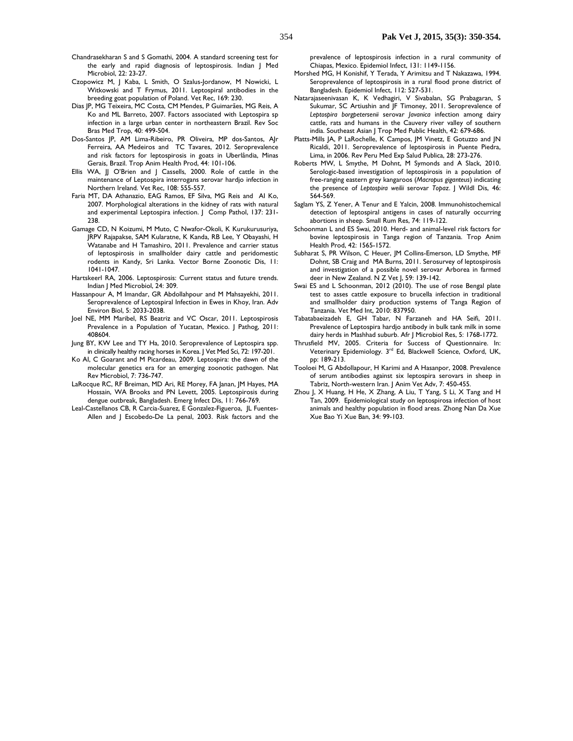Chandrasekharan S and S Gomathi, 2004. A standard screening test for the early and rapid diagnosis of leptospirosis. Indian J Med Microbiol, 22: 23-27.

Czopowicz M, J Kaba, L Smith, O Szalus-Jordanow, M Nowicki, L Witkowski and T Frymus, 2011. Leptospiral antibodies in the breeding goat population of Poland. Vet Rec, 169: 230.

Dias JP, MG Teixeira, MC Costa, CM Mendes, P Guimarães, MG Reis, A Ko and ML Barreto, 2007. Factors associated with Leptospira sp infection in a large urban center in northeastern Brazil. Rev Soc Bras Med Trop, 40: 499-504.

Dos-Santos JP, AM Lima-Ribeiro, PR Oliveira, MP dos-Santos, AJr Ferreira, AA Medeiros and TC Tavares, 2012. Seroprevalence and risk factors for leptospirosis in goats in Uberlândia, Minas Gerais, Brazil. Trop Anim Health Prod, 44: 101-106.

Ellis WA, JJ O'Brien and J Cassells, 2000. Role of cattle in the maintenance of Leptospira interrogans serovar hardjo infection in Northern Ireland. Vet Rec, 108: 555-557.

Faria MT, DA Athanazio, EAG Ramos, EF Silva, MG Reis and AI Ko, 2007. Morphological alterations in the kidney of rats with natural and experimental Leptospira infection. J Comp Pathol, 137: 231-238.

Gamage CD, N Koizumi, M Muto, C Nwafor-Okoli, K Kurukurusuriya, JRPV Rajapakse, SAM Kularatne, K Kanda, RB Lee, Y Obayashi, H Watanabe and H Tamashiro, 2011. Prevalence and carrier status of leptospirosis in smallholder dairy cattle and peridomestic rodents in Kandy, Sri Lanka. Vector Borne Zoonotic Dis, 11: 1041-1047.

Hartskeerl RA, 2006. Leptospirosis: Current status and future trends. Indian J Med Microbiol, 24: 309.

Hassanpour A, M Imandar, GR Abdollahpour and M Mahsayekhi, 2011. Seroprevalence of Leptospiral Infection in Ewes in Khoy, Iran. Adv Environ Biol, 5: 2033-2038.

Joel NE, MM Maribel, RS Beatriz and VC Oscar, 2011. Leptospirosis Prevalence in a Population of Yucatan, Mexico. J Pathog, 2011: 408604.

Jung BY, KW Lee and TY Ha, 2010. Seroprevalence of Leptospira spp. in clinically healthy racing horses in Korea. J Vet Med Sci, 72: 197-201.

Ko AI, C Goarant and M Picardeau, 2009. Leptospira: the dawn of the molecular genetics era for an emerging zoonotic pathogen. Nat Rev Microbiol, 7: 736-747.

LaRocque RC, RF Breiman, MD Ari, RE Morey, FA Janan, JM Hayes, MA Hossain, WA Brooks and PN Levett, 2005. Leptospirosis during dengue outbreak, Bangladesh. Emerg Infect Dis, 11: 766-769.

Leal-Castellanos CB, R Carcia-Suarez, E Gonzalez-Figueroa, JL Fuentes-Allen and J Escobedo-De La penal, 2003. Risk factors and the prevalence of leptospirosis infection in a rural community of Chiapas, Mexico. Epidemiol Infect, 131: 1149-1156.

Morshed MG, H Konishif, Y Terada, Y Arimitsu and T Nakazawa, 1994. Seroprevalence of leptospirosis in a rural flood prone district of Bangladesh. Epidemiol Infect, 112: 527-531.

Natarajaseenivasan K, K Vedhagiri, V Sivabalan, SG Prabagaran, S Sukumar, SC Artiushin and JF Timoney, 2011. Seroprevalence of *Leptospira borgpetersenii* serovar *Javanica* infection among dairy cattle, rats and humans in the Cauvery river valley of southern india. Southeast Asian J Trop Med Public Health, 42: 679-686.

Platts-Mills JA, P LaRochelle, K Campos, JM Vinetz, E Gotuzzo and JN Ricaldi, 2011. Seroprevalence of leptospirosis in Puente Piedra, Lima, in 2006. Rev Peru Med Exp Salud Publica, 28: 273-276.

Roberts MW, L Smythe, M Dohnt, M Symonds and A Slack, 2010. Serologic-based investigation of leptospirosis in a population of free-ranging eastern grey kangaroos (*Macropus giganteus*) indicating the presence of *Leptospira weilii* serovar *Topaz*. J Wildl Dis, 46: 564-569.

Saglam YS, Z Yener, A Tenur and E Yalcin, 2008. Immunohistochemical detection of leptospiral antigens in cases of naturally occurring abortions in sheep. Small Rum Res, 74: 119-122.

Schoonman L and ES Swai, 2010. Herd- and animal-level risk factors for bovine leptospirosis in Tanga region of Tanzania. Trop Anim Health Prod, 42: 1565-1572.

Subharat S, PR Wilson, C Heuer, JM Collins-Emerson, LD Smythe, MF Dohnt, SB Craig and MA Burns, 2011. Serosurvey of leptospirosis and investigation of a possible novel serovar Arborea in farmed deer in New Zealand. N Z Vet J, 59: 139-142.

Swai ES and L Schoonman, 2012 (2010). The use of rose Bengal plate test to asses cattle exposure to brucella infection in traditional and smallholder dairy production systems of Tanga Region of Tanzania. Vet Med Int, 2010: 837950.

Tabatabaeizadeh E, GH Tabar, N Farzaneh and HA Seifi, 2011. Prevalence of Leptospira hardjo antibody in bulk tank milk in some dairy herds in Mashhad suburb. Afr J Microbiol Res, 5: 1768-1772.

Thrusfield MV, 2005. Criteria for Success of Questionnaire. In: Veterinary Epidemiology. 3rd Ed, Blackwell Science, Oxford, UK, pp: 189-213.

Tooloei M, G Abdollapour, H Karimi and A Hasanpor, 2008. Prevalence of serum antibodies against six leptospira serovars in sheep in Tabriz, North-western Iran. J Anim Vet Adv, 7: 450-455.

Zhou J, X Huang, H He, X Zhang, A Liu, T Yang, S Li, X Tang and H Tan, 2009. Epidemiological study on leptospirosa infection of host animals and healthy population in flood areas. Zhong Nan Da Xue Xue Bao Yi Xue Ban, 34: 99-103.